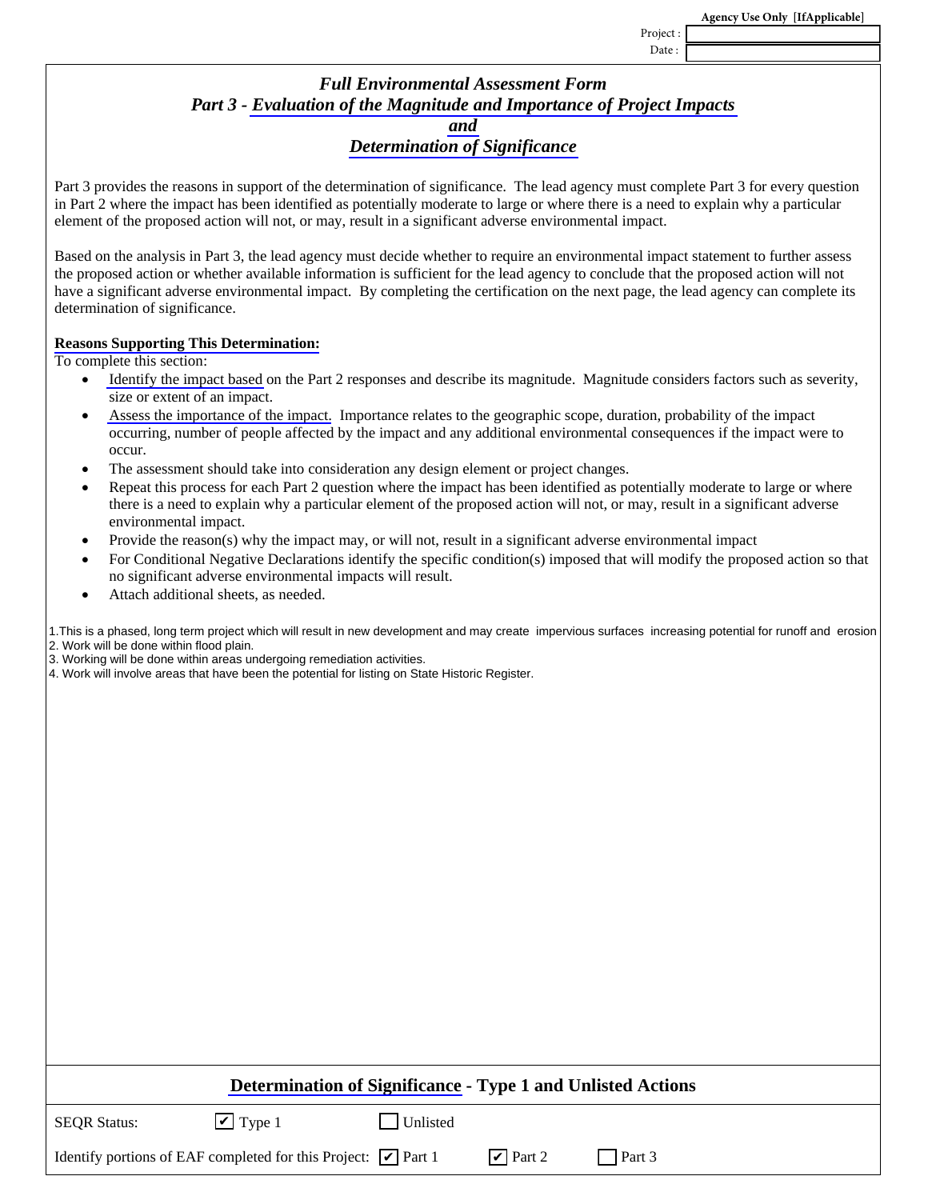Agency Use Only [IfApplicable]

Project :

Date :

# *Full Environmental Assessment Form*
## *Part 3 - Evaluation of the Magnitude and Importance of Project Impacts and Determination of Significance*

Part 3 provides the reasons in support of the determination of significance. The lead agency must complete Part 3 for every question in Part 2 where the impact has been identified as potentially moderate to large or where there is a need to explain why a particular element of the proposed action will not, or may, result in a significant adverse environmental impact.

Based on the analysis in Part 3, the lead agency must decide whether to require an environmental impact statement to further assess the proposed action or whether available information is sufficient for the lead agency to conclude that the proposed action will not have a significant adverse environmental impact. By completing the certification on the next page, the lead agency can complete its determination of significance.

**Reasons Supporting This Determination:**

To complete this section:

- Identify the impact based on the Part 2 responses and describe its magnitude. Magnitude considers factors such as severity, size or extent of an impact.
- Assess the importance of the impact. Importance relates to the geographic scope, duration, probability of the impact occurring, number of people affected by the impact and any additional environmental consequences if the impact were to occur.
- The assessment should take into consideration any design element or project changes.
- Repeat this process for each Part 2 question where the impact has been identified as potentially moderate to large or where there is a need to explain why a particular element of the proposed action will not, or may, result in a significant adverse environmental impact.
- Provide the reason(s) why the impact may, or will not, result in a significant adverse environmental impact
- For Conditional Negative Declarations identify the specific condition(s) imposed that will modify the proposed action so that no significant adverse environmental impacts will result.
- Attach additional sheets, as needed.

1.This is a phased, long term project which will result in new development and may create impervious surfaces increasing potential for runoff and erosion
2. Work will be done within flood plain.
3. Working will be done within areas undergoing remediation activities.
4. Work will involve areas that have been the potential for listing on State Historic Register.

## Determination of Significance - Type 1 and Unlisted Actions

SEQR Status: ☑ Type 1 ☐ Unlisted

Identify portions of EAF completed for this Project: ☑ Part 1 ☑ Part 2 ☐ Part 3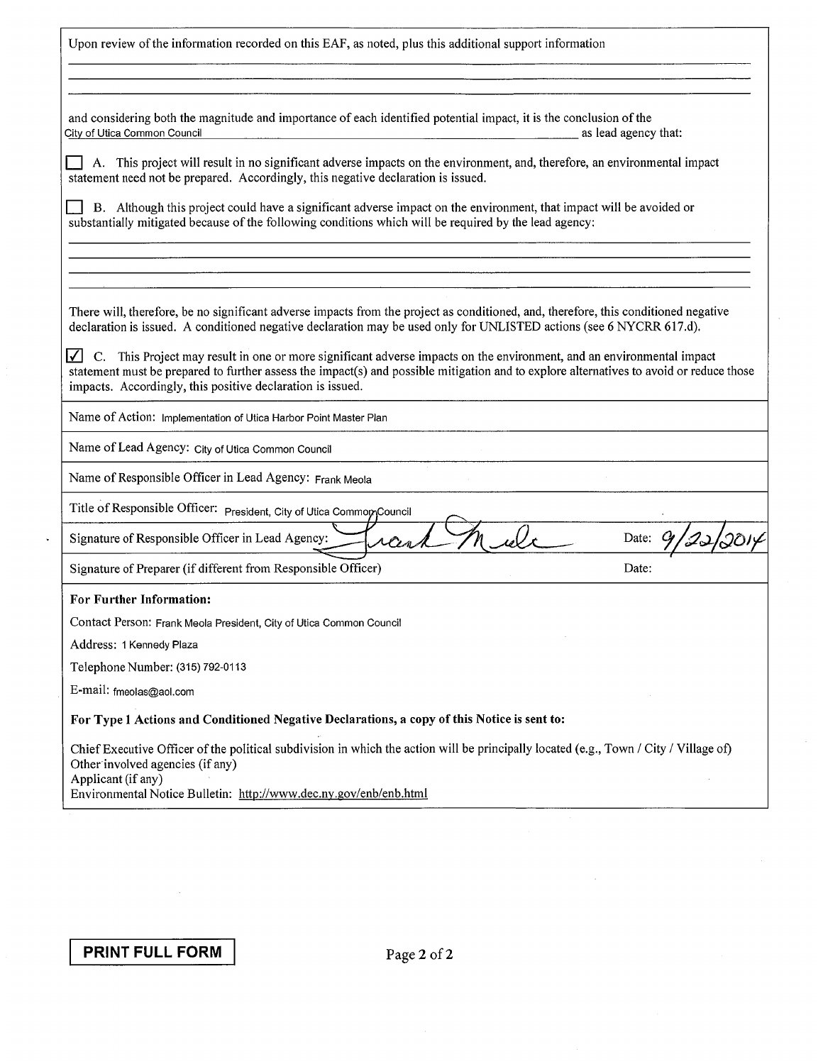Upon review of the information recorded on this EAF, as noted, plus this additional support information

and considering both the magnitude and importance of each identified potential impact, it is the conclusion of the City of Utica Common Council as lead agency that:

☐ A. This project will result in no significant adverse impacts on the environment, and, therefore, an environmental impact statement need not be prepared. Accordingly, this negative declaration is issued.

☐ B. Although this project could have a significant adverse impact on the environment, that impact will be avoided or substantially mitigated because of the following conditions which will be required by the lead agency:

There will, therefore, be no significant adverse impacts from the project as conditioned, and, therefore, this conditioned negative declaration is issued. A conditioned negative declaration may be used only for UNLISTED actions (see 6 NYCRR 617.d).

☑ C. This Project may result in one or more significant adverse impacts on the environment, and an environmental impact statement must be prepared to further assess the impact(s) and possible mitigation and to explore alternatives to avoid or reduce those impacts. Accordingly, this positive declaration is issued.

Name of Action: Implementation of Utica Harbor Point Master Plan

Name of Lead Agency: City of Utica Common Council

Name of Responsible Officer in Lead Agency: Frank Meola

Title of Responsible Officer: President, City of Utica Common Council

Signature of Responsible Officer in Lead Agency: Frank Meola    Date: 9/22/2014

Signature of Preparer (if different from Responsible Officer)    Date:

**For Further Information:**

Contact Person: Frank Meola President, City of Utica Common Council

Address: 1 Kennedy Plaza

Telephone Number: (315) 792-0113

E-mail: fmeolas@aol.com

**For Type 1 Actions and Conditioned Negative Declarations, a copy of this Notice is sent to:**

Chief Executive Officer of the political subdivision in which the action will be principally located (e.g., Town / City / Village of)
Other involved agencies (if any)
Applicant (if any)
Environmental Notice Bulletin: http://www.dec.ny.gov/enb/enb.html

**PRINT FULL FORM**